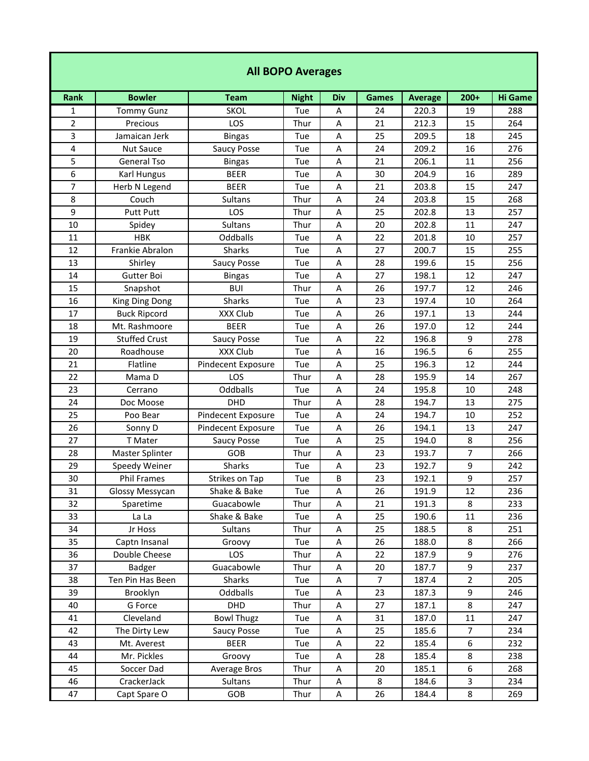# All BOPO Averages

| Rank | Bowler | Team | Night | Div | Games | Average | 200+ | Hi Game |
|---|---|---|---|---|---|---|---|---|
| 1 | Tommy Gunz | SKOL | Tue | A | 24 | 220.3 | 19 | 288 |
| 2 | Precious | LOS | Thur | A | 21 | 212.3 | 15 | 264 |
| 3 | Jamaican Jerk | Bingas | Tue | A | 25 | 209.5 | 18 | 245 |
| 4 | Nut Sauce | Saucy Posse | Tue | A | 24 | 209.2 | 16 | 276 |
| 5 | General Tso | Bingas | Tue | A | 21 | 206.1 | 11 | 256 |
| 6 | Karl Hungus | BEER | Tue | A | 30 | 204.9 | 16 | 289 |
| 7 | Herb N Legend | BEER | Tue | A | 21 | 203.8 | 15 | 247 |
| 8 | Couch | Sultans | Thur | A | 24 | 203.8 | 15 | 268 |
| 9 | Putt Putt | LOS | Thur | A | 25 | 202.8 | 13 | 257 |
| 10 | Spidey | Sultans | Thur | A | 20 | 202.8 | 11 | 247 |
| 11 | HBK | Oddballs | Tue | A | 22 | 201.8 | 10 | 257 |
| 12 | Frankie Abralon | Sharks | Tue | A | 27 | 200.7 | 15 | 255 |
| 13 | Shirley | Saucy Posse | Tue | A | 28 | 199.6 | 15 | 256 |
| 14 | Gutter Boi | Bingas | Tue | A | 27 | 198.1 | 12 | 247 |
| 15 | Snapshot | BUI | Thur | A | 26 | 197.7 | 12 | 246 |
| 16 | King Ding Dong | Sharks | Tue | A | 23 | 197.4 | 10 | 264 |
| 17 | Buck Ripcord | XXX Club | Tue | A | 26 | 197.1 | 13 | 244 |
| 18 | Mt. Rashmoore | BEER | Tue | A | 26 | 197.0 | 12 | 244 |
| 19 | Stuffed Crust | Saucy Posse | Tue | A | 22 | 196.8 | 9 | 278 |
| 20 | Roadhouse | XXX Club | Tue | A | 16 | 196.5 | 6 | 255 |
| 21 | Flatline | Pindecent Exposure | Tue | A | 25 | 196.3 | 12 | 244 |
| 22 | Mama D | LOS | Thur | A | 28 | 195.9 | 14 | 267 |
| 23 | Cerrano | Oddballs | Tue | A | 24 | 195.8 | 10 | 248 |
| 24 | Doc Moose | DHD | Thur | A | 28 | 194.7 | 13 | 275 |
| 25 | Poo Bear | Pindecent Exposure | Tue | A | 24 | 194.7 | 10 | 252 |
| 26 | Sonny D | Pindecent Exposure | Tue | A | 26 | 194.1 | 13 | 247 |
| 27 | T Mater | Saucy Posse | Tue | A | 25 | 194.0 | 8 | 256 |
| 28 | Master Splinter | GOB | Thur | A | 23 | 193.7 | 7 | 266 |
| 29 | Speedy Weiner | Sharks | Tue | A | 23 | 192.7 | 9 | 242 |
| 30 | Phil Frames | Strikes on Tap | Tue | B | 23 | 192.1 | 9 | 257 |
| 31 | Glossy Messycan | Shake & Bake | Tue | A | 26 | 191.9 | 12 | 236 |
| 32 | Sparetime | Guacabowle | Thur | A | 21 | 191.3 | 8 | 233 |
| 33 | La La | Shake & Bake | Tue | A | 25 | 190.6 | 11 | 236 |
| 34 | Jr Hoss | Sultans | Thur | A | 25 | 188.5 | 8 | 251 |
| 35 | Captn Insanal | Groovy | Tue | A | 26 | 188.0 | 8 | 266 |
| 36 | Double Cheese | LOS | Thur | A | 22 | 187.9 | 9 | 276 |
| 37 | Badger | Guacabowle | Thur | A | 20 | 187.7 | 9 | 237 |
| 38 | Ten Pin Has Been | Sharks | Tue | A | 7 | 187.4 | 2 | 205 |
| 39 | Brooklyn | Oddballs | Tue | A | 23 | 187.3 | 9 | 246 |
| 40 | G Force | DHD | Thur | A | 27 | 187.1 | 8 | 247 |
| 41 | Cleveland | Bowl Thugz | Tue | A | 31 | 187.0 | 11 | 247 |
| 42 | The Dirty Lew | Saucy Posse | Tue | A | 25 | 185.6 | 7 | 234 |
| 43 | Mt. Averest | BEER | Tue | A | 22 | 185.4 | 6 | 232 |
| 44 | Mr. Pickles | Groovy | Tue | A | 28 | 185.4 | 8 | 238 |
| 45 | Soccer Dad | Average Bros | Thur | A | 20 | 185.1 | 6 | 268 |
| 46 | CrackerJack | Sultans | Thur | A | 8 | 184.6 | 3 | 234 |
| 47 | Capt Spare O | GOB | Thur | A | 26 | 184.4 | 8 | 269 |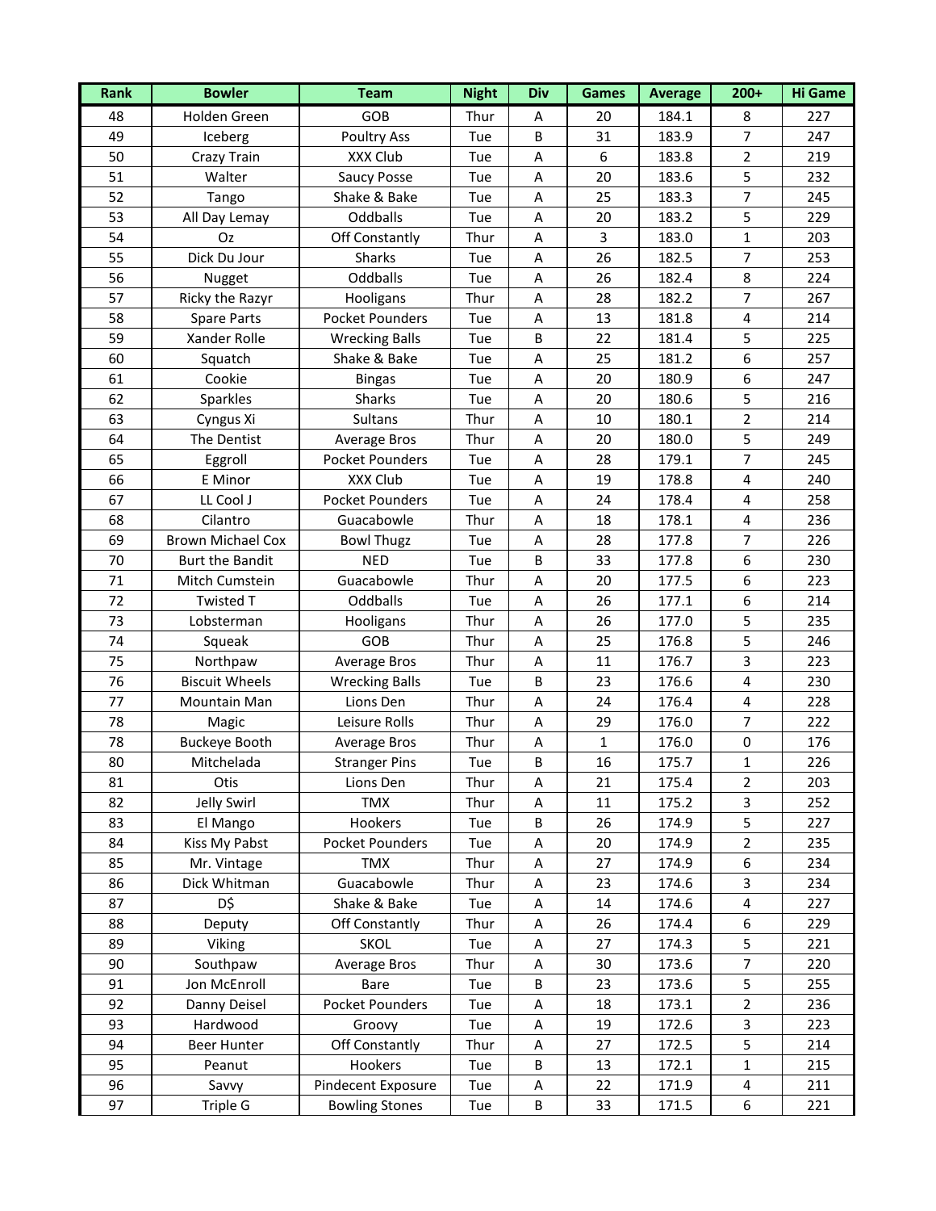| Rank | Bowler | Team | Night | Div | Games | Average | 200+ | Hi Game |
|---|---|---|---|---|---|---|---|---|
| 48 | Holden Green | GOB | Thur | A | 20 | 184.1 | 8 | 227 |
| 49 | Iceberg | Poultry Ass | Tue | B | 31 | 183.9 | 7 | 247 |
| 50 | Crazy Train | XXX Club | Tue | A | 6 | 183.8 | 2 | 219 |
| 51 | Walter | Saucy Posse | Tue | A | 20 | 183.6 | 5 | 232 |
| 52 | Tango | Shake & Bake | Tue | A | 25 | 183.3 | 7 | 245 |
| 53 | All Day Lemay | Oddballs | Tue | A | 20 | 183.2 | 5 | 229 |
| 54 | Oz | Off Constantly | Thur | A | 3 | 183.0 | 1 | 203 |
| 55 | Dick Du Jour | Sharks | Tue | A | 26 | 182.5 | 7 | 253 |
| 56 | Nugget | Oddballs | Tue | A | 26 | 182.4 | 8 | 224 |
| 57 | Ricky the Razyr | Hooligans | Thur | A | 28 | 182.2 | 7 | 267 |
| 58 | Spare Parts | Pocket Pounders | Tue | A | 13 | 181.8 | 4 | 214 |
| 59 | Xander Rolle | Wrecking Balls | Tue | B | 22 | 181.4 | 5 | 225 |
| 60 | Squatch | Shake & Bake | Tue | A | 25 | 181.2 | 6 | 257 |
| 61 | Cookie | Bingas | Tue | A | 20 | 180.9 | 6 | 247 |
| 62 | Sparkles | Sharks | Tue | A | 20 | 180.6 | 5 | 216 |
| 63 | Cyngus Xi | Sultans | Thur | A | 10 | 180.1 | 2 | 214 |
| 64 | The Dentist | Average Bros | Thur | A | 20 | 180.0 | 5 | 249 |
| 65 | Eggroll | Pocket Pounders | Tue | A | 28 | 179.1 | 7 | 245 |
| 66 | E Minor | XXX Club | Tue | A | 19 | 178.8 | 4 | 240 |
| 67 | LL Cool J | Pocket Pounders | Tue | A | 24 | 178.4 | 4 | 258 |
| 68 | Cilantro | Guacabowle | Thur | A | 18 | 178.1 | 4 | 236 |
| 69 | Brown Michael Cox | Bowl Thugz | Tue | A | 28 | 177.8 | 7 | 226 |
| 70 | Burt the Bandit | NED | Tue | B | 33 | 177.8 | 6 | 230 |
| 71 | Mitch Cumstein | Guacabowle | Thur | A | 20 | 177.5 | 6 | 223 |
| 72 | Twisted T | Oddballs | Tue | A | 26 | 177.1 | 6 | 214 |
| 73 | Lobsterman | Hooligans | Thur | A | 26 | 177.0 | 5 | 235 |
| 74 | Squeak | GOB | Thur | A | 25 | 176.8 | 5 | 246 |
| 75 | Northpaw | Average Bros | Thur | A | 11 | 176.7 | 3 | 223 |
| 76 | Biscuit Wheels | Wrecking Balls | Tue | B | 23 | 176.6 | 4 | 230 |
| 77 | Mountain Man | Lions Den | Thur | A | 24 | 176.4 | 4 | 228 |
| 78 | Magic | Leisure Rolls | Thur | A | 29 | 176.0 | 7 | 222 |
| 78 | Buckeye Booth | Average Bros | Thur | A | 1 | 176.0 | 0 | 176 |
| 80 | Mitchelada | Stranger Pins | Tue | B | 16 | 175.7 | 1 | 226 |
| 81 | Otis | Lions Den | Thur | A | 21 | 175.4 | 2 | 203 |
| 82 | Jelly Swirl | TMX | Thur | A | 11 | 175.2 | 3 | 252 |
| 83 | El Mango | Hookers | Tue | B | 26 | 174.9 | 5 | 227 |
| 84 | Kiss My Pabst | Pocket Pounders | Tue | A | 20 | 174.9 | 2 | 235 |
| 85 | Mr. Vintage | TMX | Thur | A | 27 | 174.9 | 6 | 234 |
| 86 | Dick Whitman | Guacabowle | Thur | A | 23 | 174.6 | 3 | 234 |
| 87 | D$ | Shake & Bake | Tue | A | 14 | 174.6 | 4 | 227 |
| 88 | Deputy | Off Constantly | Thur | A | 26 | 174.4 | 6 | 229 |
| 89 | Viking | SKOL | Tue | A | 27 | 174.3 | 5 | 221 |
| 90 | Southpaw | Average Bros | Thur | A | 30 | 173.6 | 7 | 220 |
| 91 | Jon McEnroll | Bare | Tue | B | 23 | 173.6 | 5 | 255 |
| 92 | Danny Deisel | Pocket Pounders | Tue | A | 18 | 173.1 | 2 | 236 |
| 93 | Hardwood | Groovy | Tue | A | 19 | 172.6 | 3 | 223 |
| 94 | Beer Hunter | Off Constantly | Thur | A | 27 | 172.5 | 5 | 214 |
| 95 | Peanut | Hookers | Tue | B | 13 | 172.1 | 1 | 215 |
| 96 | Savvy | Pindecent Exposure | Tue | A | 22 | 171.9 | 4 | 211 |
| 97 | Triple G | Bowling Stones | Tue | B | 33 | 171.5 | 6 | 221 |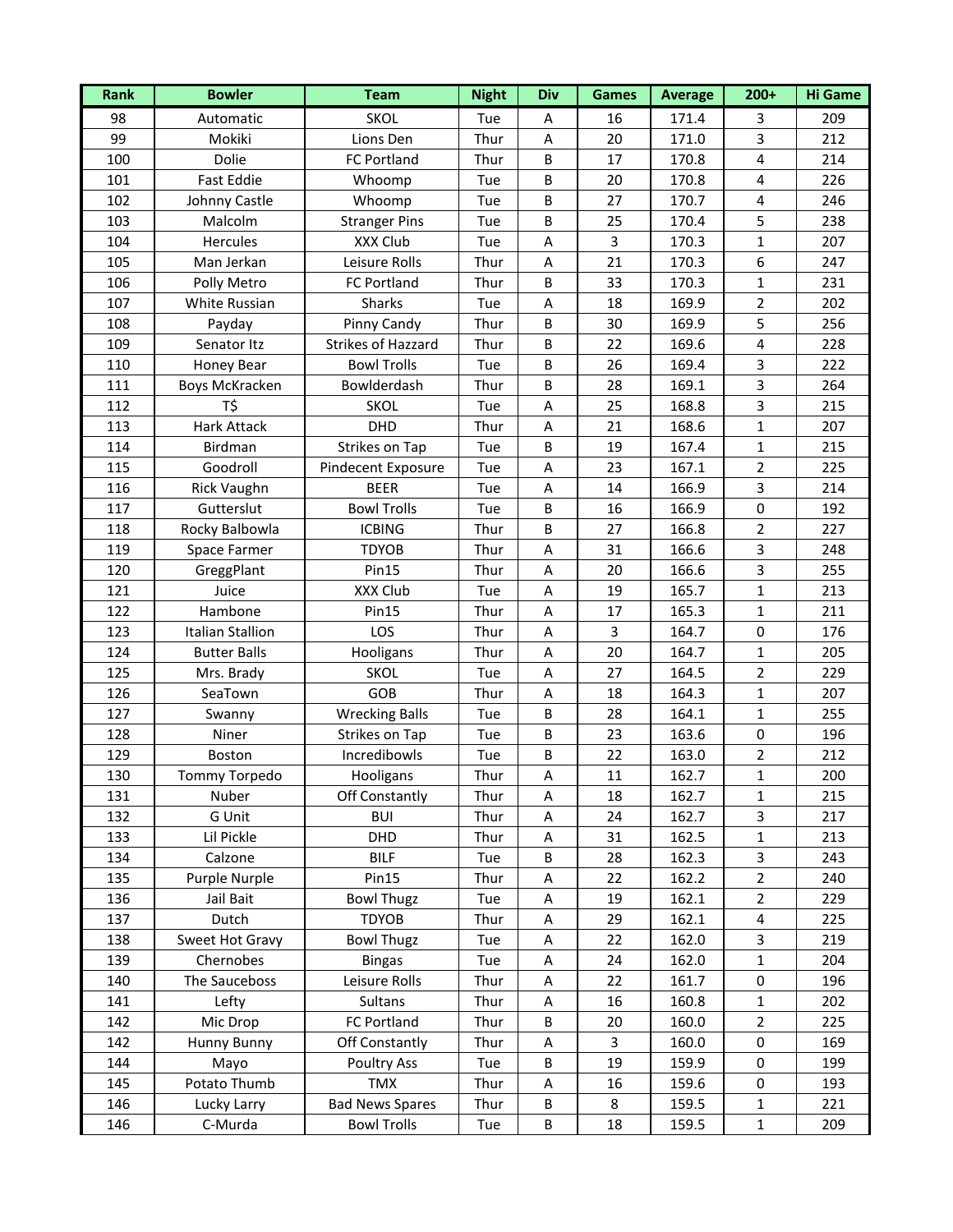| Rank | Bowler | Team | Night | Div | Games | Average | 200+ | Hi Game |
|---|---|---|---|---|---|---|---|---|
| 98 | Automatic | SKOL | Tue | A | 16 | 171.4 | 3 | 209 |
| 99 | Mokiki | Lions Den | Thur | A | 20 | 171.0 | 3 | 212 |
| 100 | Dolie | FC Portland | Thur | B | 17 | 170.8 | 4 | 214 |
| 101 | Fast Eddie | Whoomp | Tue | B | 20 | 170.8 | 4 | 226 |
| 102 | Johnny Castle | Whoomp | Tue | B | 27 | 170.7 | 4 | 246 |
| 103 | Malcolm | Stranger Pins | Tue | B | 25 | 170.4 | 5 | 238 |
| 104 | Hercules | XXX Club | Tue | A | 3 | 170.3 | 1 | 207 |
| 105 | Man Jerkan | Leisure Rolls | Thur | A | 21 | 170.3 | 6 | 247 |
| 106 | Polly Metro | FC Portland | Thur | B | 33 | 170.3 | 1 | 231 |
| 107 | White Russian | Sharks | Tue | A | 18 | 169.9 | 2 | 202 |
| 108 | Payday | Pinny Candy | Thur | B | 30 | 169.9 | 5 | 256 |
| 109 | Senator Itz | Strikes of Hazzard | Thur | B | 22 | 169.6 | 4 | 228 |
| 110 | Honey Bear | Bowl Trolls | Tue | B | 26 | 169.4 | 3 | 222 |
| 111 | Boys McKracken | Bowlderdash | Thur | B | 28 | 169.1 | 3 | 264 |
| 112 | T$ | SKOL | Tue | A | 25 | 168.8 | 3 | 215 |
| 113 | Hark Attack | DHD | Thur | A | 21 | 168.6 | 1 | 207 |
| 114 | Birdman | Strikes on Tap | Tue | B | 19 | 167.4 | 1 | 215 |
| 115 | Goodroll | Pindecent Exposure | Tue | A | 23 | 167.1 | 2 | 225 |
| 116 | Rick Vaughn | BEER | Tue | A | 14 | 166.9 | 3 | 214 |
| 117 | Gutterslut | Bowl Trolls | Tue | B | 16 | 166.9 | 0 | 192 |
| 118 | Rocky Balbowla | ICBING | Thur | B | 27 | 166.8 | 2 | 227 |
| 119 | Space Farmer | TDYOB | Thur | A | 31 | 166.6 | 3 | 248 |
| 120 | GreggPlant | Pin15 | Thur | A | 20 | 166.6 | 3 | 255 |
| 121 | Juice | XXX Club | Tue | A | 19 | 165.7 | 1 | 213 |
| 122 | Hambone | Pin15 | Thur | A | 17 | 165.3 | 1 | 211 |
| 123 | Italian Stallion | LOS | Thur | A | 3 | 164.7 | 0 | 176 |
| 124 | Butter Balls | Hooligans | Thur | A | 20 | 164.7 | 1 | 205 |
| 125 | Mrs. Brady | SKOL | Tue | A | 27 | 164.5 | 2 | 229 |
| 126 | SeaTown | GOB | Thur | A | 18 | 164.3 | 1 | 207 |
| 127 | Swanny | Wrecking Balls | Tue | B | 28 | 164.1 | 1 | 255 |
| 128 | Niner | Strikes on Tap | Tue | B | 23 | 163.6 | 0 | 196 |
| 129 | Boston | Incredibowls | Tue | B | 22 | 163.0 | 2 | 212 |
| 130 | Tommy Torpedo | Hooligans | Thur | A | 11 | 162.7 | 1 | 200 |
| 131 | Nuber | Off Constantly | Thur | A | 18 | 162.7 | 1 | 215 |
| 132 | G Unit | BUI | Thur | A | 24 | 162.7 | 3 | 217 |
| 133 | Lil Pickle | DHD | Thur | A | 31 | 162.5 | 1 | 213 |
| 134 | Calzone | BILF | Tue | B | 28 | 162.3 | 3 | 243 |
| 135 | Purple Nurple | Pin15 | Thur | A | 22 | 162.2 | 2 | 240 |
| 136 | Jail Bait | Bowl Thugz | Tue | A | 19 | 162.1 | 2 | 229 |
| 137 | Dutch | TDYOB | Thur | A | 29 | 162.1 | 4 | 225 |
| 138 | Sweet Hot Gravy | Bowl Thugz | Tue | A | 22 | 162.0 | 3 | 219 |
| 139 | Chernobes | Bingas | Tue | A | 24 | 162.0 | 1 | 204 |
| 140 | The Sauceboss | Leisure Rolls | Thur | A | 22 | 161.7 | 0 | 196 |
| 141 | Lefty | Sultans | Thur | A | 16 | 160.8 | 1 | 202 |
| 142 | Mic Drop | FC Portland | Thur | B | 20 | 160.0 | 2 | 225 |
| 142 | Hunny Bunny | Off Constantly | Thur | A | 3 | 160.0 | 0 | 169 |
| 144 | Mayo | Poultry Ass | Tue | B | 19 | 159.9 | 0 | 199 |
| 145 | Potato Thumb | TMX | Thur | A | 16 | 159.6 | 0 | 193 |
| 146 | Lucky Larry | Bad News Spares | Thur | B | 8 | 159.5 | 1 | 221 |
| 146 | C-Murda | Bowl Trolls | Tue | B | 18 | 159.5 | 1 | 209 |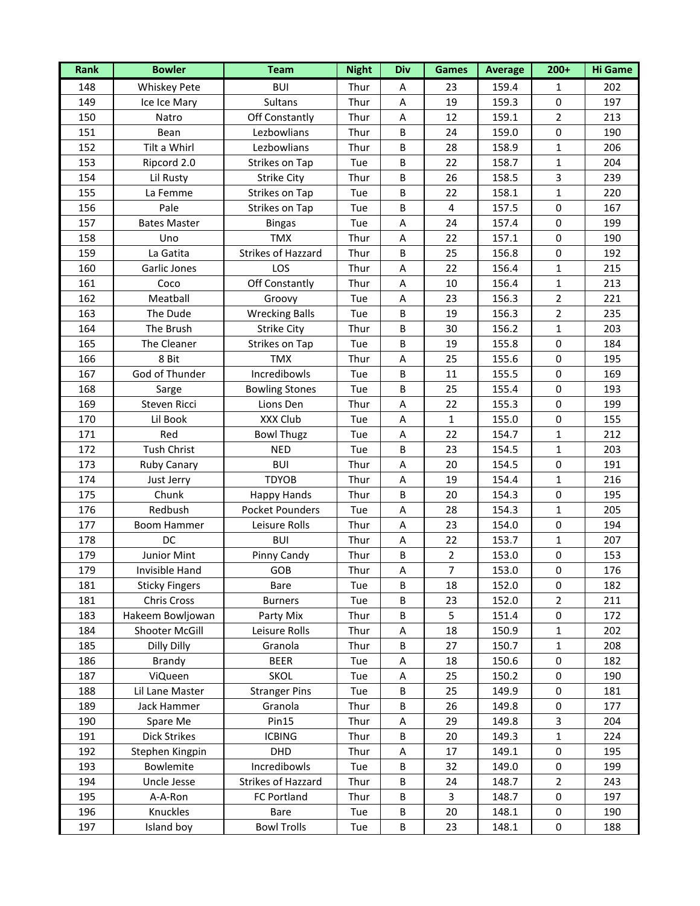| Rank | Bowler | Team | Night | Div | Games | Average | 200+ | Hi Game |
|---|---|---|---|---|---|---|---|---|
| 148 | Whiskey Pete | BUI | Thur | A | 23 | 159.4 | 1 | 202 |
| 149 | Ice Ice Mary | Sultans | Thur | A | 19 | 159.3 | 0 | 197 |
| 150 | Natro | Off Constantly | Thur | A | 12 | 159.1 | 2 | 213 |
| 151 | Bean | Lezbowlians | Thur | B | 24 | 159.0 | 0 | 190 |
| 152 | Tilt a Whirl | Lezbowlians | Thur | B | 28 | 158.9 | 1 | 206 |
| 153 | Ripcord 2.0 | Strikes on Tap | Tue | B | 22 | 158.7 | 1 | 204 |
| 154 | Lil Rusty | Strike City | Thur | B | 26 | 158.5 | 3 | 239 |
| 155 | La Femme | Strikes on Tap | Tue | B | 22 | 158.1 | 1 | 220 |
| 156 | Pale | Strikes on Tap | Tue | B | 4 | 157.5 | 0 | 167 |
| 157 | Bates Master | Bingas | Tue | A | 24 | 157.4 | 0 | 199 |
| 158 | Uno | TMX | Thur | A | 22 | 157.1 | 0 | 190 |
| 159 | La Gatita | Strikes of Hazzard | Thur | B | 25 | 156.8 | 0 | 192 |
| 160 | Garlic Jones | LOS | Thur | A | 22 | 156.4 | 1 | 215 |
| 161 | Coco | Off Constantly | Thur | A | 10 | 156.4 | 1 | 213 |
| 162 | Meatball | Groovy | Tue | A | 23 | 156.3 | 2 | 221 |
| 163 | The Dude | Wrecking Balls | Tue | B | 19 | 156.3 | 2 | 235 |
| 164 | The Brush | Strike City | Thur | B | 30 | 156.2 | 1 | 203 |
| 165 | The Cleaner | Strikes on Tap | Tue | B | 19 | 155.8 | 0 | 184 |
| 166 | 8 Bit | TMX | Thur | A | 25 | 155.6 | 0 | 195 |
| 167 | God of Thunder | Incredibowls | Tue | B | 11 | 155.5 | 0 | 169 |
| 168 | Sarge | Bowling Stones | Tue | B | 25 | 155.4 | 0 | 193 |
| 169 | Steven Ricci | Lions Den | Thur | A | 22 | 155.3 | 0 | 199 |
| 170 | Lil Book | XXX Club | Tue | A | 1 | 155.0 | 0 | 155 |
| 171 | Red | Bowl Thugz | Tue | A | 22 | 154.7 | 1 | 212 |
| 172 | Tush Christ | NED | Tue | B | 23 | 154.5 | 1 | 203 |
| 173 | Ruby Canary | BUI | Thur | A | 20 | 154.5 | 0 | 191 |
| 174 | Just Jerry | TDYOB | Thur | A | 19 | 154.4 | 1 | 216 |
| 175 | Chunk | Happy Hands | Thur | B | 20 | 154.3 | 0 | 195 |
| 176 | Redbush | Pocket Pounders | Tue | A | 28 | 154.3 | 1 | 205 |
| 177 | Boom Hammer | Leisure Rolls | Thur | A | 23 | 154.0 | 0 | 194 |
| 178 | DC | BUI | Thur | A | 22 | 153.7 | 1 | 207 |
| 179 | Junior Mint | Pinny Candy | Thur | B | 2 | 153.0 | 0 | 153 |
| 179 | Invisible Hand | GOB | Thur | A | 7 | 153.0 | 0 | 176 |
| 181 | Sticky Fingers | Bare | Tue | B | 18 | 152.0 | 0 | 182 |
| 181 | Chris Cross | Burners | Tue | B | 23 | 152.0 | 2 | 211 |
| 183 | Hakeem Bowljowan | Party Mix | Thur | B | 5 | 151.4 | 0 | 172 |
| 184 | Shooter McGill | Leisure Rolls | Thur | A | 18 | 150.9 | 1 | 202 |
| 185 | Dilly Dilly | Granola | Thur | B | 27 | 150.7 | 1 | 208 |
| 186 | Brandy | BEER | Tue | A | 18 | 150.6 | 0 | 182 |
| 187 | ViQueen | SKOL | Tue | A | 25 | 150.2 | 0 | 190 |
| 188 | Lil Lane Master | Stranger Pins | Tue | B | 25 | 149.9 | 0 | 181 |
| 189 | Jack Hammer | Granola | Thur | B | 26 | 149.8 | 0 | 177 |
| 190 | Spare Me | Pin15 | Thur | A | 29 | 149.8 | 3 | 204 |
| 191 | Dick Strikes | ICBING | Thur | B | 20 | 149.3 | 1 | 224 |
| 192 | Stephen Kingpin | DHD | Thur | A | 17 | 149.1 | 0 | 195 |
| 193 | Bowlemite | Incredibowls | Tue | B | 32 | 149.0 | 0 | 199 |
| 194 | Uncle Jesse | Strikes of Hazzard | Thur | B | 24 | 148.7 | 2 | 243 |
| 195 | A-A-Ron | FC Portland | Thur | B | 3 | 148.7 | 0 | 197 |
| 196 | Knuckles | Bare | Tue | B | 20 | 148.1 | 0 | 190 |
| 197 | Island boy | Bowl Trolls | Tue | B | 23 | 148.1 | 0 | 188 |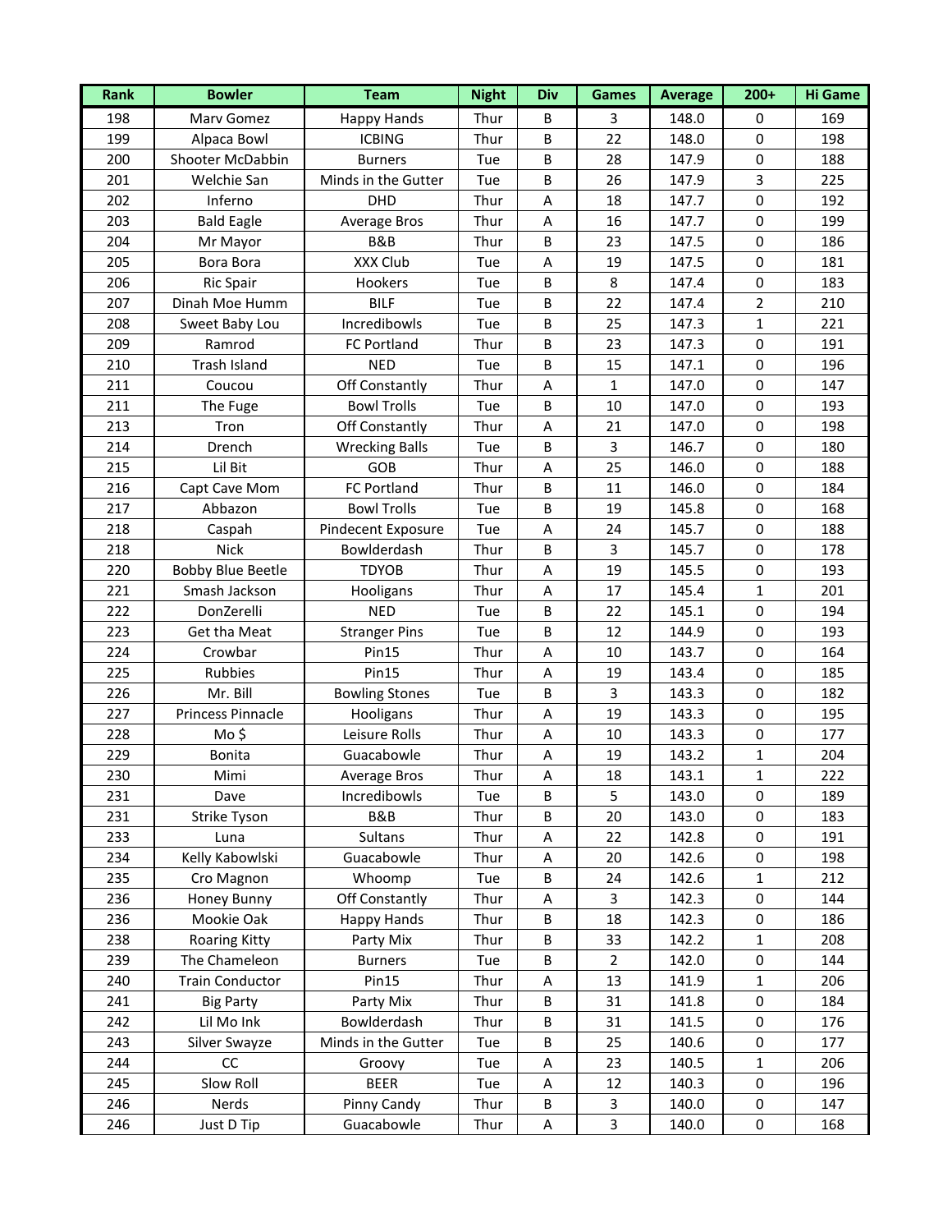| Rank | Bowler | Team | Night | Div | Games | Average | 200+ | Hi Game |
|---|---|---|---|---|---|---|---|---|
| 198 | Marv Gomez | Happy Hands | Thur | B | 3 | 148.0 | 0 | 169 |
| 199 | Alpaca Bowl | ICBING | Thur | B | 22 | 148.0 | 0 | 198 |
| 200 | Shooter McDabbin | Burners | Tue | B | 28 | 147.9 | 0 | 188 |
| 201 | Welchie San | Minds in the Gutter | Tue | B | 26 | 147.9 | 3 | 225 |
| 202 | Inferno | DHD | Thur | A | 18 | 147.7 | 0 | 192 |
| 203 | Bald Eagle | Average Bros | Thur | A | 16 | 147.7 | 0 | 199 |
| 204 | Mr Mayor | B&B | Thur | B | 23 | 147.5 | 0 | 186 |
| 205 | Bora Bora | XXX Club | Tue | A | 19 | 147.5 | 0 | 181 |
| 206 | Ric Spair | Hookers | Tue | B | 8 | 147.4 | 0 | 183 |
| 207 | Dinah Moe Humm | BILF | Tue | B | 22 | 147.4 | 2 | 210 |
| 208 | Sweet Baby Lou | Incredibowls | Tue | B | 25 | 147.3 | 1 | 221 |
| 209 | Ramrod | FC Portland | Thur | B | 23 | 147.3 | 0 | 191 |
| 210 | Trash Island | NED | Tue | B | 15 | 147.1 | 0 | 196 |
| 211 | Coucou | Off Constantly | Thur | A | 1 | 147.0 | 0 | 147 |
| 211 | The Fuge | Bowl Trolls | Tue | B | 10 | 147.0 | 0 | 193 |
| 213 | Tron | Off Constantly | Thur | A | 21 | 147.0 | 0 | 198 |
| 214 | Drench | Wrecking Balls | Tue | B | 3 | 146.7 | 0 | 180 |
| 215 | Lil Bit | GOB | Thur | A | 25 | 146.0 | 0 | 188 |
| 216 | Capt Cave Mom | FC Portland | Thur | B | 11 | 146.0 | 0 | 184 |
| 217 | Abbazon | Bowl Trolls | Tue | B | 19 | 145.8 | 0 | 168 |
| 218 | Caspah | Pindecent Exposure | Tue | A | 24 | 145.7 | 0 | 188 |
| 218 | Nick | Bowlderdash | Thur | B | 3 | 145.7 | 0 | 178 |
| 220 | Bobby Blue Beetle | TDYOB | Thur | A | 19 | 145.5 | 0 | 193 |
| 221 | Smash Jackson | Hooligans | Thur | A | 17 | 145.4 | 1 | 201 |
| 222 | DonZerelli | NED | Tue | B | 22 | 145.1 | 0 | 194 |
| 223 | Get tha Meat | Stranger Pins | Tue | B | 12 | 144.9 | 0 | 193 |
| 224 | Crowbar | Pin15 | Thur | A | 10 | 143.7 | 0 | 164 |
| 225 | Rubbies | Pin15 | Thur | A | 19 | 143.4 | 0 | 185 |
| 226 | Mr. Bill | Bowling Stones | Tue | B | 3 | 143.3 | 0 | 182 |
| 227 | Princess Pinnacle | Hooligans | Thur | A | 19 | 143.3 | 0 | 195 |
| 228 | Mo $ | Leisure Rolls | Thur | A | 10 | 143.3 | 0 | 177 |
| 229 | Bonita | Guacabowle | Thur | A | 19 | 143.2 | 1 | 204 |
| 230 | Mimi | Average Bros | Thur | A | 18 | 143.1 | 1 | 222 |
| 231 | Dave | Incredibowls | Tue | B | 5 | 143.0 | 0 | 189 |
| 231 | Strike Tyson | B&B | Thur | B | 20 | 143.0 | 0 | 183 |
| 233 | Luna | Sultans | Thur | A | 22 | 142.8 | 0 | 191 |
| 234 | Kelly Kabowlski | Guacabowle | Thur | A | 20 | 142.6 | 0 | 198 |
| 235 | Cro Magnon | Whoomp | Tue | B | 24 | 142.6 | 1 | 212 |
| 236 | Honey Bunny | Off Constantly | Thur | A | 3 | 142.3 | 0 | 144 |
| 236 | Mookie Oak | Happy Hands | Thur | B | 18 | 142.3 | 0 | 186 |
| 238 | Roaring Kitty | Party Mix | Thur | B | 33 | 142.2 | 1 | 208 |
| 239 | The Chameleon | Burners | Tue | B | 2 | 142.0 | 0 | 144 |
| 240 | Train Conductor | Pin15 | Thur | A | 13 | 141.9 | 1 | 206 |
| 241 | Big Party | Party Mix | Thur | B | 31 | 141.8 | 0 | 184 |
| 242 | Lil Mo Ink | Bowlderdash | Thur | B | 31 | 141.5 | 0 | 176 |
| 243 | Silver Swayze | Minds in the Gutter | Tue | B | 25 | 140.6 | 0 | 177 |
| 244 | CC | Groovy | Tue | A | 23 | 140.5 | 1 | 206 |
| 245 | Slow Roll | BEER | Tue | A | 12 | 140.3 | 0 | 196 |
| 246 | Nerds | Pinny Candy | Thur | B | 3 | 140.0 | 0 | 147 |
| 246 | Just D Tip | Guacabowle | Thur | A | 3 | 140.0 | 0 | 168 |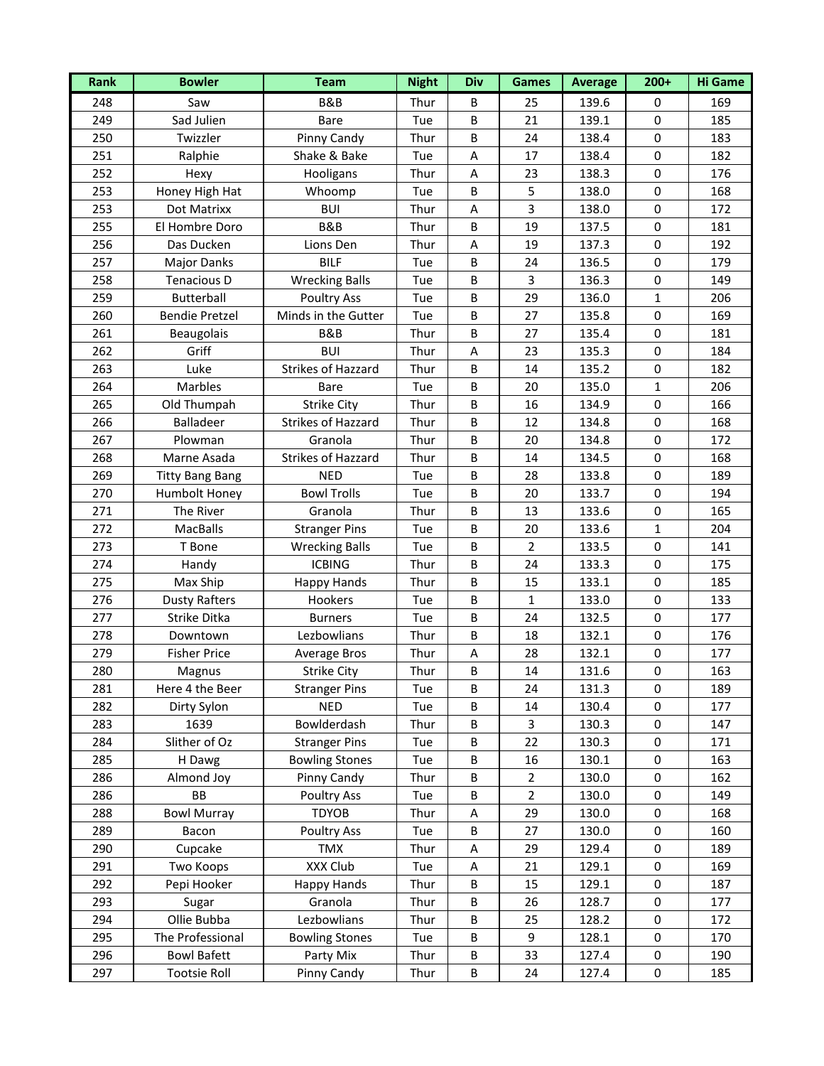| Rank | Bowler | Team | Night | Div | Games | Average | 200+ | Hi Game |
|---|---|---|---|---|---|---|---|---|
| 248 | Saw | B&B | Thur | B | 25 | 139.6 | 0 | 169 |
| 249 | Sad Julien | Bare | Tue | B | 21 | 139.1 | 0 | 185 |
| 250 | Twizzler | Pinny Candy | Thur | B | 24 | 138.4 | 0 | 183 |
| 251 | Ralphie | Shake & Bake | Tue | A | 17 | 138.4 | 0 | 182 |
| 252 | Hexy | Hooligans | Thur | A | 23 | 138.3 | 0 | 176 |
| 253 | Honey High Hat | Whoomp | Tue | B | 5 | 138.0 | 0 | 168 |
| 253 | Dot Matrixx | BUI | Thur | A | 3 | 138.0 | 0 | 172 |
| 255 | El Hombre Doro | B&B | Thur | B | 19 | 137.5 | 0 | 181 |
| 256 | Das Ducken | Lions Den | Thur | A | 19 | 137.3 | 0 | 192 |
| 257 | Major Danks | BILF | Tue | B | 24 | 136.5 | 0 | 179 |
| 258 | Tenacious D | Wrecking Balls | Tue | B | 3 | 136.3 | 0 | 149 |
| 259 | Butterball | Poultry Ass | Tue | B | 29 | 136.0 | 1 | 206 |
| 260 | Bendie Pretzel | Minds in the Gutter | Tue | B | 27 | 135.8 | 0 | 169 |
| 261 | Beaugolais | B&B | Thur | B | 27 | 135.4 | 0 | 181 |
| 262 | Griff | BUI | Thur | A | 23 | 135.3 | 0 | 184 |
| 263 | Luke | Strikes of Hazzard | Thur | B | 14 | 135.2 | 0 | 182 |
| 264 | Marbles | Bare | Tue | B | 20 | 135.0 | 1 | 206 |
| 265 | Old Thumpah | Strike City | Thur | B | 16 | 134.9 | 0 | 166 |
| 266 | Balladeer | Strikes of Hazzard | Thur | B | 12 | 134.8 | 0 | 168 |
| 267 | Plowman | Granola | Thur | B | 20 | 134.8 | 0 | 172 |
| 268 | Marne Asada | Strikes of Hazzard | Thur | B | 14 | 134.5 | 0 | 168 |
| 269 | Titty Bang Bang | NED | Tue | B | 28 | 133.8 | 0 | 189 |
| 270 | Humbolt Honey | Bowl Trolls | Tue | B | 20 | 133.7 | 0 | 194 |
| 271 | The River | Granola | Thur | B | 13 | 133.6 | 0 | 165 |
| 272 | MacBalls | Stranger Pins | Tue | B | 20 | 133.6 | 1 | 204 |
| 273 | T Bone | Wrecking Balls | Tue | B | 2 | 133.5 | 0 | 141 |
| 274 | Handy | ICBING | Thur | B | 24 | 133.3 | 0 | 175 |
| 275 | Max Ship | Happy Hands | Thur | B | 15 | 133.1 | 0 | 185 |
| 276 | Dusty Rafters | Hookers | Tue | B | 1 | 133.0 | 0 | 133 |
| 277 | Strike Ditka | Burners | Tue | B | 24 | 132.5 | 0 | 177 |
| 278 | Downtown | Lezbowlians | Thur | B | 18 | 132.1 | 0 | 176 |
| 279 | Fisher Price | Average Bros | Thur | A | 28 | 132.1 | 0 | 177 |
| 280 | Magnus | Strike City | Thur | B | 14 | 131.6 | 0 | 163 |
| 281 | Here 4 the Beer | Stranger Pins | Tue | B | 24 | 131.3 | 0 | 189 |
| 282 | Dirty Sylon | NED | Tue | B | 14 | 130.4 | 0 | 177 |
| 283 | 1639 | Bowlderdash | Thur | B | 3 | 130.3 | 0 | 147 |
| 284 | Slither of Oz | Stranger Pins | Tue | B | 22 | 130.3 | 0 | 171 |
| 285 | H Dawg | Bowling Stones | Tue | B | 16 | 130.1 | 0 | 163 |
| 286 | Almond Joy | Pinny Candy | Thur | B | 2 | 130.0 | 0 | 162 |
| 286 | BB | Poultry Ass | Tue | B | 2 | 130.0 | 0 | 149 |
| 288 | Bowl Murray | TDYOB | Thur | A | 29 | 130.0 | 0 | 168 |
| 289 | Bacon | Poultry Ass | Tue | B | 27 | 130.0 | 0 | 160 |
| 290 | Cupcake | TMX | Thur | A | 29 | 129.4 | 0 | 189 |
| 291 | Two Koops | XXX Club | Tue | A | 21 | 129.1 | 0 | 169 |
| 292 | Pepi Hooker | Happy Hands | Thur | B | 15 | 129.1 | 0 | 187 |
| 293 | Sugar | Granola | Thur | B | 26 | 128.7 | 0 | 177 |
| 294 | Ollie Bubba | Lezbowlians | Thur | B | 25 | 128.2 | 0 | 172 |
| 295 | The Professional | Bowling Stones | Tue | B | 9 | 128.1 | 0 | 170 |
| 296 | Bowl Bafett | Party Mix | Thur | B | 33 | 127.4 | 0 | 190 |
| 297 | Tootsie Roll | Pinny Candy | Thur | B | 24 | 127.4 | 0 | 185 |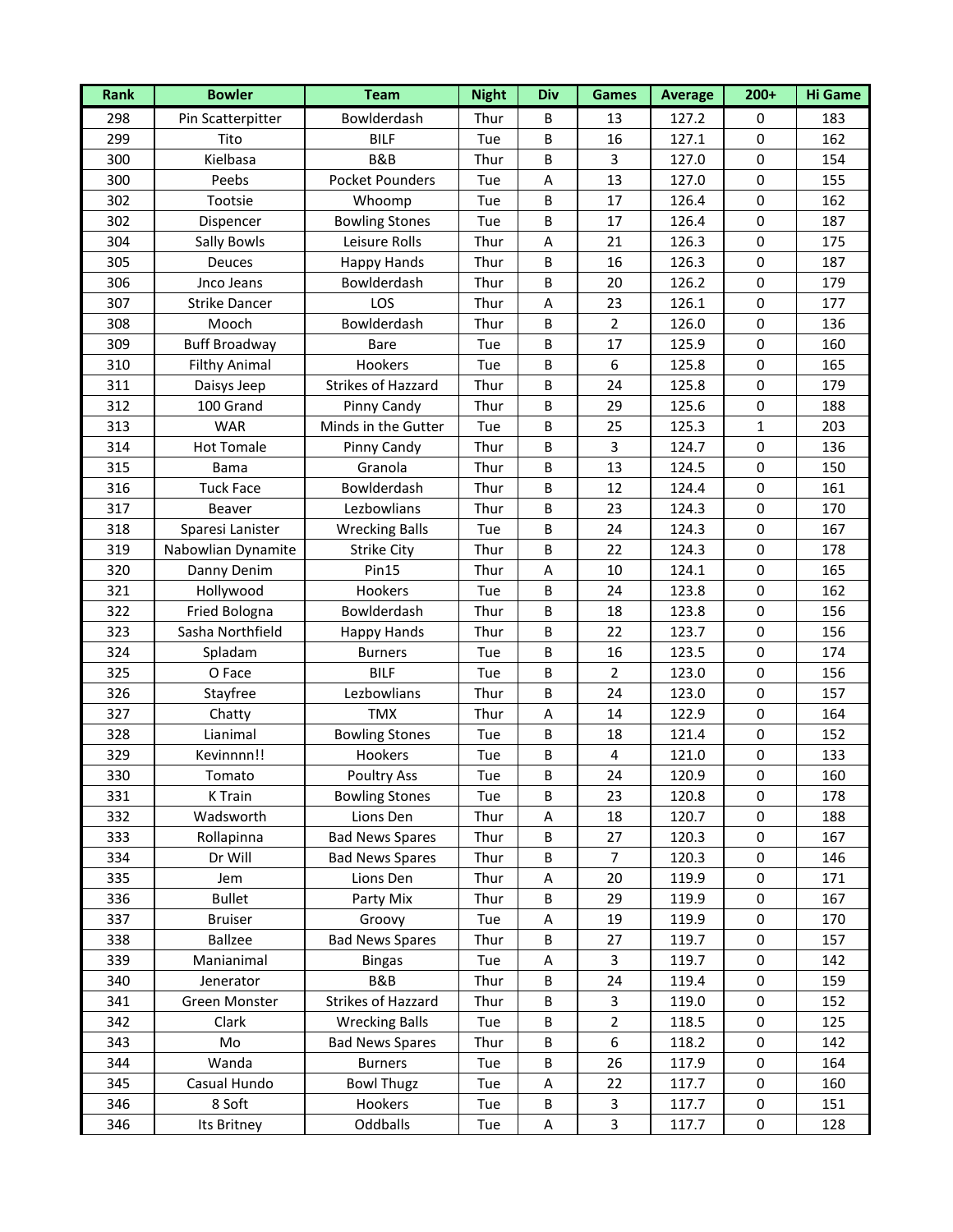| Rank | Bowler | Team | Night | Div | Games | Average | 200+ | Hi Game |
|---|---|---|---|---|---|---|---|---|
| 298 | Pin Scatterpitter | Bowlderdash | Thur | B | 13 | 127.2 | 0 | 183 |
| 299 | Tito | BILF | Tue | B | 16 | 127.1 | 0 | 162 |
| 300 | Kielbasa | B&B | Thur | B | 3 | 127.0 | 0 | 154 |
| 300 | Peebs | Pocket Pounders | Tue | A | 13 | 127.0 | 0 | 155 |
| 302 | Tootsie | Whoomp | Tue | B | 17 | 126.4 | 0 | 162 |
| 302 | Dispencer | Bowling Stones | Tue | B | 17 | 126.4 | 0 | 187 |
| 304 | Sally Bowls | Leisure Rolls | Thur | A | 21 | 126.3 | 0 | 175 |
| 305 | Deuces | Happy Hands | Thur | B | 16 | 126.3 | 0 | 187 |
| 306 | Jnco Jeans | Bowlderdash | Thur | B | 20 | 126.2 | 0 | 179 |
| 307 | Strike Dancer | LOS | Thur | A | 23 | 126.1 | 0 | 177 |
| 308 | Mooch | Bowlderdash | Thur | B | 2 | 126.0 | 0 | 136 |
| 309 | Buff Broadway | Bare | Tue | B | 17 | 125.9 | 0 | 160 |
| 310 | Filthy Animal | Hookers | Tue | B | 6 | 125.8 | 0 | 165 |
| 311 | Daisys Jeep | Strikes of Hazzard | Thur | B | 24 | 125.8 | 0 | 179 |
| 312 | 100 Grand | Pinny Candy | Thur | B | 29 | 125.6 | 0 | 188 |
| 313 | WAR | Minds in the Gutter | Tue | B | 25 | 125.3 | 1 | 203 |
| 314 | Hot Tomale | Pinny Candy | Thur | B | 3 | 124.7 | 0 | 136 |
| 315 | Bama | Granola | Thur | B | 13 | 124.5 | 0 | 150 |
| 316 | Tuck Face | Bowlderdash | Thur | B | 12 | 124.4 | 0 | 161 |
| 317 | Beaver | Lezbowlians | Thur | B | 23 | 124.3 | 0 | 170 |
| 318 | Sparesi Lanister | Wrecking Balls | Tue | B | 24 | 124.3 | 0 | 167 |
| 319 | Nabowlian Dynamite | Strike City | Thur | B | 22 | 124.3 | 0 | 178 |
| 320 | Danny Denim | Pin15 | Thur | A | 10 | 124.1 | 0 | 165 |
| 321 | Hollywood | Hookers | Tue | B | 24 | 123.8 | 0 | 162 |
| 322 | Fried Bologna | Bowlderdash | Thur | B | 18 | 123.8 | 0 | 156 |
| 323 | Sasha Northfield | Happy Hands | Thur | B | 22 | 123.7 | 0 | 156 |
| 324 | Spladam | Burners | Tue | B | 16 | 123.5 | 0 | 174 |
| 325 | O Face | BILF | Tue | B | 2 | 123.0 | 0 | 156 |
| 326 | Stayfree | Lezbowlians | Thur | B | 24 | 123.0 | 0 | 157 |
| 327 | Chatty | TMX | Thur | A | 14 | 122.9 | 0 | 164 |
| 328 | Lianimal | Bowling Stones | Tue | B | 18 | 121.4 | 0 | 152 |
| 329 | Kevinnnn!! | Hookers | Tue | B | 4 | 121.0 | 0 | 133 |
| 330 | Tomato | Poultry Ass | Tue | B | 24 | 120.9 | 0 | 160 |
| 331 | K Train | Bowling Stones | Tue | B | 23 | 120.8 | 0 | 178 |
| 332 | Wadsworth | Lions Den | Thur | A | 18 | 120.7 | 0 | 188 |
| 333 | Rollapinna | Bad News Spares | Thur | B | 27 | 120.3 | 0 | 167 |
| 334 | Dr Will | Bad News Spares | Thur | B | 7 | 120.3 | 0 | 146 |
| 335 | Jem | Lions Den | Thur | A | 20 | 119.9 | 0 | 171 |
| 336 | Bullet | Party Mix | Thur | B | 29 | 119.9 | 0 | 167 |
| 337 | Bruiser | Groovy | Tue | A | 19 | 119.9 | 0 | 170 |
| 338 | Ballzee | Bad News Spares | Thur | B | 27 | 119.7 | 0 | 157 |
| 339 | Manianimal | Bingas | Tue | A | 3 | 119.7 | 0 | 142 |
| 340 | Jenerator | B&B | Thur | B | 24 | 119.4 | 0 | 159 |
| 341 | Green Monster | Strikes of Hazzard | Thur | B | 3 | 119.0 | 0 | 152 |
| 342 | Clark | Wrecking Balls | Tue | B | 2 | 118.5 | 0 | 125 |
| 343 | Mo | Bad News Spares | Thur | B | 6 | 118.2 | 0 | 142 |
| 344 | Wanda | Burners | Tue | B | 26 | 117.9 | 0 | 164 |
| 345 | Casual Hundo | Bowl Thugz | Tue | A | 22 | 117.7 | 0 | 160 |
| 346 | 8 Soft | Hookers | Tue | B | 3 | 117.7 | 0 | 151 |
| 346 | Its Britney | Oddballs | Tue | A | 3 | 117.7 | 0 | 128 |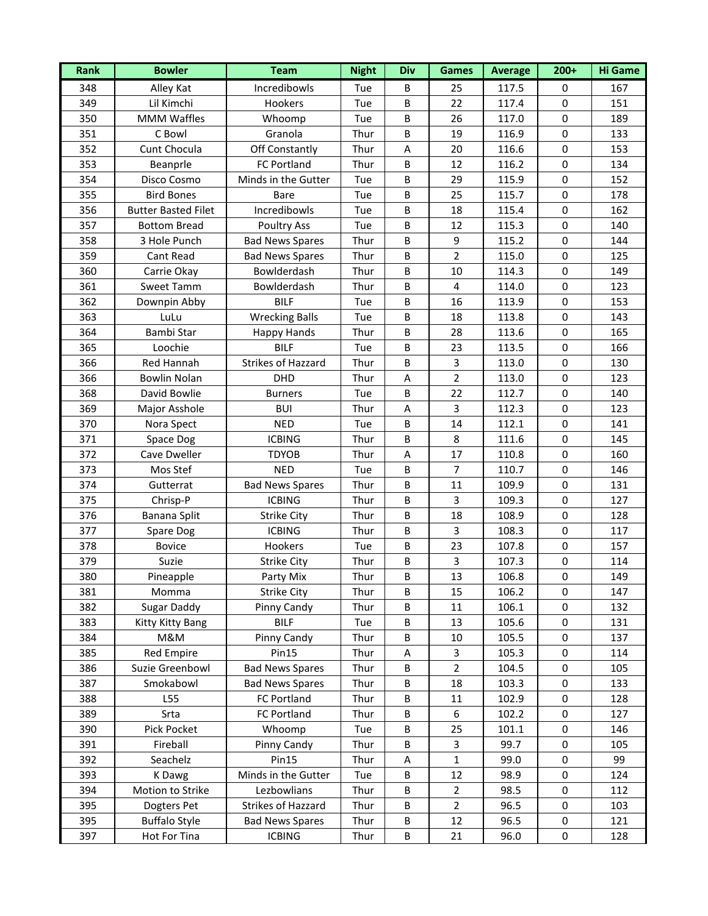| Rank | Bowler | Team | Night | Div | Games | Average | 200+ | Hi Game |
| --- | --- | --- | --- | --- | --- | --- | --- | --- |
| 348 | Alley Kat | Incredibowls | Tue | B | 25 | 117.5 | 0 | 167 |
| 349 | Lil Kimchi | Hookers | Tue | B | 22 | 117.4 | 0 | 151 |
| 350 | MMM Waffles | Whoomp | Tue | B | 26 | 117.0 | 0 | 189 |
| 351 | C Bowl | Granola | Thur | B | 19 | 116.9 | 0 | 133 |
| 352 | Cunt Chocula | Off Constantly | Thur | A | 20 | 116.6 | 0 | 153 |
| 353 | Beanprle | FC Portland | Thur | B | 12 | 116.2 | 0 | 134 |
| 354 | Disco Cosmo | Minds in the Gutter | Tue | B | 29 | 115.9 | 0 | 152 |
| 355 | Bird Bones | Bare | Tue | B | 25 | 115.7 | 0 | 178 |
| 356 | Butter Basted Filet | Incredibowls | Tue | B | 18 | 115.4 | 0 | 162 |
| 357 | Bottom Bread | Poultry Ass | Tue | B | 12 | 115.3 | 0 | 140 |
| 358 | 3 Hole Punch | Bad News Spares | Thur | B | 9 | 115.2 | 0 | 144 |
| 359 | Cant Read | Bad News Spares | Thur | B | 2 | 115.0 | 0 | 125 |
| 360 | Carrie Okay | Bowlderdash | Thur | B | 10 | 114.3 | 0 | 149 |
| 361 | Sweet Tamm | Bowlderdash | Thur | B | 4 | 114.0 | 0 | 123 |
| 362 | Downpin Abby | BILF | Tue | B | 16 | 113.9 | 0 | 153 |
| 363 | LuLu | Wrecking Balls | Tue | B | 18 | 113.8 | 0 | 143 |
| 364 | Bambi Star | Happy Hands | Thur | B | 28 | 113.6 | 0 | 165 |
| 365 | Loochie | BILF | Tue | B | 23 | 113.5 | 0 | 166 |
| 366 | Red Hannah | Strikes of Hazzard | Thur | B | 3 | 113.0 | 0 | 130 |
| 366 | Bowlin Nolan | DHD | Thur | A | 2 | 113.0 | 0 | 123 |
| 368 | David Bowlie | Burners | Tue | B | 22 | 112.7 | 0 | 140 |
| 369 | Major Asshole | BUI | Thur | A | 3 | 112.3 | 0 | 123 |
| 370 | Nora Spect | NED | Tue | B | 14 | 112.1 | 0 | 141 |
| 371 | Space Dog | ICBING | Thur | B | 8 | 111.6 | 0 | 145 |
| 372 | Cave Dweller | TDYOB | Thur | A | 17 | 110.8 | 0 | 160 |
| 373 | Mos Stef | NED | Tue | B | 7 | 110.7 | 0 | 146 |
| 374 | Gutterrat | Bad News Spares | Thur | B | 11 | 109.9 | 0 | 131 |
| 375 | Chrisp-P | ICBING | Thur | B | 3 | 109.3 | 0 | 127 |
| 376 | Banana Split | Strike City | Thur | B | 18 | 108.9 | 0 | 128 |
| 377 | Spare Dog | ICBING | Thur | B | 3 | 108.3 | 0 | 117 |
| 378 | Bovice | Hookers | Tue | B | 23 | 107.8 | 0 | 157 |
| 379 | Suzie | Strike City | Thur | B | 3 | 107.3 | 0 | 114 |
| 380 | Pineapple | Party Mix | Thur | B | 13 | 106.8 | 0 | 149 |
| 381 | Momma | Strike City | Thur | B | 15 | 106.2 | 0 | 147 |
| 382 | Sugar Daddy | Pinny Candy | Thur | B | 11 | 106.1 | 0 | 132 |
| 383 | Kitty Kitty Bang | BILF | Tue | B | 13 | 105.6 | 0 | 131 |
| 384 | M&M | Pinny Candy | Thur | B | 10 | 105.5 | 0 | 137 |
| 385 | Red Empire | Pin15 | Thur | A | 3 | 105.3 | 0 | 114 |
| 386 | Suzie Greenbowl | Bad News Spares | Thur | B | 2 | 104.5 | 0 | 105 |
| 387 | Smokabowl | Bad News Spares | Thur | B | 18 | 103.3 | 0 | 133 |
| 388 | L55 | FC Portland | Thur | B | 11 | 102.9 | 0 | 128 |
| 389 | Srta | FC Portland | Thur | B | 6 | 102.2 | 0 | 127 |
| 390 | Pick Pocket | Whoomp | Tue | B | 25 | 101.1 | 0 | 146 |
| 391 | Fireball | Pinny Candy | Thur | B | 3 | 99.7 | 0 | 105 |
| 392 | Seachelz | Pin15 | Thur | A | 1 | 99.0 | 0 | 99 |
| 393 | K Dawg | Minds in the Gutter | Tue | B | 12 | 98.9 | 0 | 124 |
| 394 | Motion to Strike | Lezbowlians | Thur | B | 2 | 98.5 | 0 | 112 |
| 395 | Dogters Pet | Strikes of Hazzard | Thur | B | 2 | 96.5 | 0 | 103 |
| 395 | Buffalo Style | Bad News Spares | Thur | B | 12 | 96.5 | 0 | 121 |
| 397 | Hot For Tina | ICBING | Thur | B | 21 | 96.0 | 0 | 128 |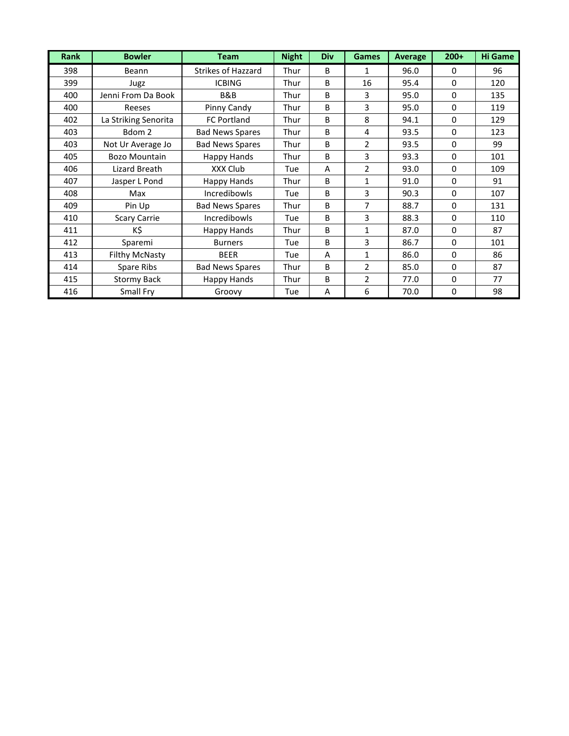| Rank | Bowler | Team | Night | Div | Games | Average | 200+ | Hi Game |
|---|---|---|---|---|---|---|---|---|
| 398 | Beann | Strikes of Hazzard | Thur | B | 1 | 96.0 | 0 | 96 |
| 399 | Jugz | ICBING | Thur | B | 16 | 95.4 | 0 | 120 |
| 400 | Jenni From Da Book | B&B | Thur | B | 3 | 95.0 | 0 | 135 |
| 400 | Reeses | Pinny Candy | Thur | B | 3 | 95.0 | 0 | 119 |
| 402 | La Striking Senorita | FC Portland | Thur | B | 8 | 94.1 | 0 | 129 |
| 403 | Bdom 2 | Bad News Spares | Thur | B | 4 | 93.5 | 0 | 123 |
| 403 | Not Ur Average Jo | Bad News Spares | Thur | B | 2 | 93.5 | 0 | 99 |
| 405 | Bozo Mountain | Happy Hands | Thur | B | 3 | 93.3 | 0 | 101 |
| 406 | Lizard Breath | XXX Club | Tue | A | 2 | 93.0 | 0 | 109 |
| 407 | Jasper L Pond | Happy Hands | Thur | B | 1 | 91.0 | 0 | 91 |
| 408 | Max | Incredibowls | Tue | B | 3 | 90.3 | 0 | 107 |
| 409 | Pin Up | Bad News Spares | Thur | B | 7 | 88.7 | 0 | 131 |
| 410 | Scary Carrie | Incredibowls | Tue | B | 3 | 88.3 | 0 | 110 |
| 411 | K$ | Happy Hands | Thur | B | 1 | 87.0 | 0 | 87 |
| 412 | Sparemi | Burners | Tue | B | 3 | 86.7 | 0 | 101 |
| 413 | Filthy McNasty | BEER | Tue | A | 1 | 86.0 | 0 | 86 |
| 414 | Spare Ribs | Bad News Spares | Thur | B | 2 | 85.0 | 0 | 87 |
| 415 | Stormy Back | Happy Hands | Thur | B | 2 | 77.0 | 0 | 77 |
| 416 | Small Fry | Groovy | Tue | A | 6 | 70.0 | 0 | 98 |